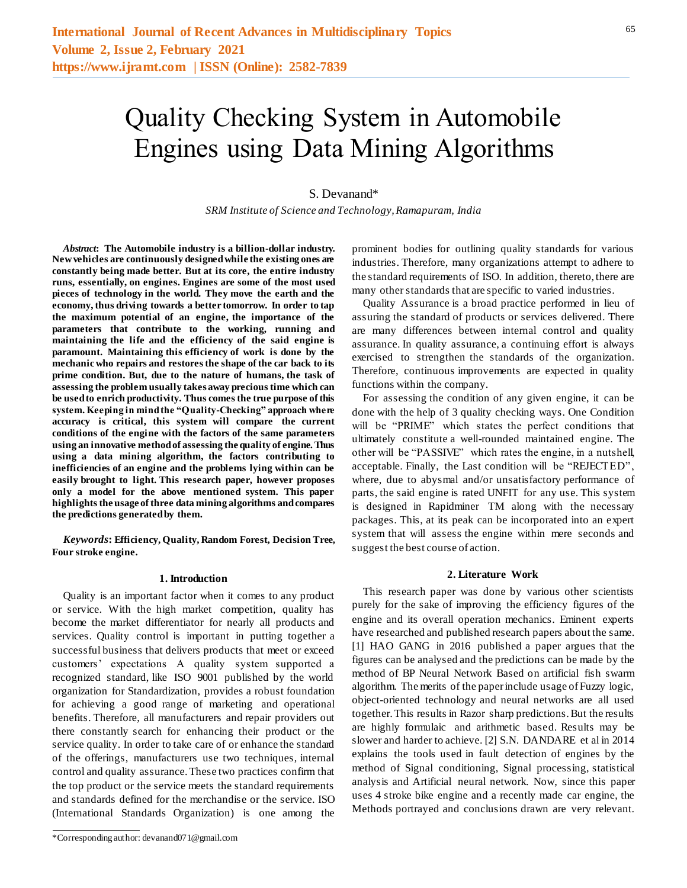# Quality Checking System in Automobile Engines using Data Mining Algorithms

S. Devanand*

*SRM Institute of Science and Technology, Ramapuram, India*

***Abstract*: The Automobile industry is a billion-dollar industry. New vehicles are continuously designed while the existing ones are constantly being made better. But at its core, the entire industry runs, essentially, on engines. Engines are some of the most used pieces of technology in the world. They move the earth and the economy, thus driving towards a better tomorrow. In order to tap the maximum potential of an engine, the importance of the parameters that contribute to the working, running and maintaining the life and the efficiency of the said engine is paramount. Maintaining this efficiency of work is done by the mechanic who repairs and restores the shape of the car back to its prime condition. But, due to the nature of humans, the task of assessing the problem usually takes away precious time which can be used to enrich productivity. Thus comes the true purpose of this system. Keeping in mind the "Quality-Checking" approach where accuracy is critical, this system will compare the current conditions of the engine with the factors of the same parameters using an innovative method of assessing the quality of engine. Thus using a data mining algorithm, the factors contributing to inefficiencies of an engine and the problems lying within can be easily brought to light. This research paper, however proposes only a model for the above mentioned system. This paper highlights the usage of three data mining algorithms and compares the predictions generated by them.**

***Keywords*: Efficiency, Quality, Random Forest, Decision Tree, Four stroke engine.**

## 1. Introduction

Quality is an important factor when it comes to any product or service. With the high market competition, quality has become the market differentiator for nearly all products and services. Quality control is important in putting together a successful business that delivers products that meet or exceed customers' expectations A quality system supported a recognized standard, like ISO 9001 published by the world organization for Standardization, provides a robust foundation for achieving a good range of marketing and operational benefits. Therefore, all manufacturers and repair providers out there constantly search for enhancing their product or the service quality. In order to take care of or enhance the standard of the offerings, manufacturers use two techniques, internal control and quality assurance. These two practices confirm that the top product or the service meets the standard requirements and standards defined for the merchandise or the service. ISO (International Standards Organization) is one among the prominent bodies for outlining quality standards for various industries. Therefore, many organizations attempt to adhere to the standard requirements of ISO. In addition, thereto, there are many other standards that are specific to varied industries.

Quality Assurance is a broad practice performed in lieu of assuring the standard of products or services delivered. There are many differences between internal control and quality assurance. In quality assurance, a continuing effort is always exercised to strengthen the standards of the organization. Therefore, continuous improvements are expected in quality functions within the company.

For assessing the condition of any given engine, it can be done with the help of 3 quality checking ways. One Condition will be "PRIME" which states the perfect conditions that ultimately constitute a well-rounded maintained engine. The other will be "PASSIVE" which rates the engine, in a nutshell, acceptable. Finally, the Last condition will be "REJECTED", where, due to abysmal and/or unsatisfactory performance of parts, the said engine is rated UNFIT for any use. This system is designed in Rapidminer TM along with the necessary packages. This, at its peak can be incorporated into an expert system that will assess the engine within mere seconds and suggest the best course of action.

## 2. Literature Work

This research paper was done by various other scientists purely for the sake of improving the efficiency figures of the engine and its overall operation mechanics. Eminent experts have researched and published research papers about the same. [1] HAO GANG in 2016 published a paper argues that the figures can be analysed and the predictions can be made by the method of BP Neural Network Based on artificial fish swarm algorithm. The merits of the paper include usage of Fuzzy logic, object-oriented technology and neural networks are all used together. This results in Razor sharp predictions. But the results are highly formulaic and arithmetic based. Results may be slower and harder to achieve. [2] S.N. DANDARE et al in 2014 explains the tools used in fault detection of engines by the method of Signal conditioning, Signal processing, statistical analysis and Artificial neural network. Now, since this paper uses 4 stroke bike engine and a recently made car engine, the Methods portrayed and conclusions drawn are very relevant.

---

*Corresponding author: devanand071@gmail.com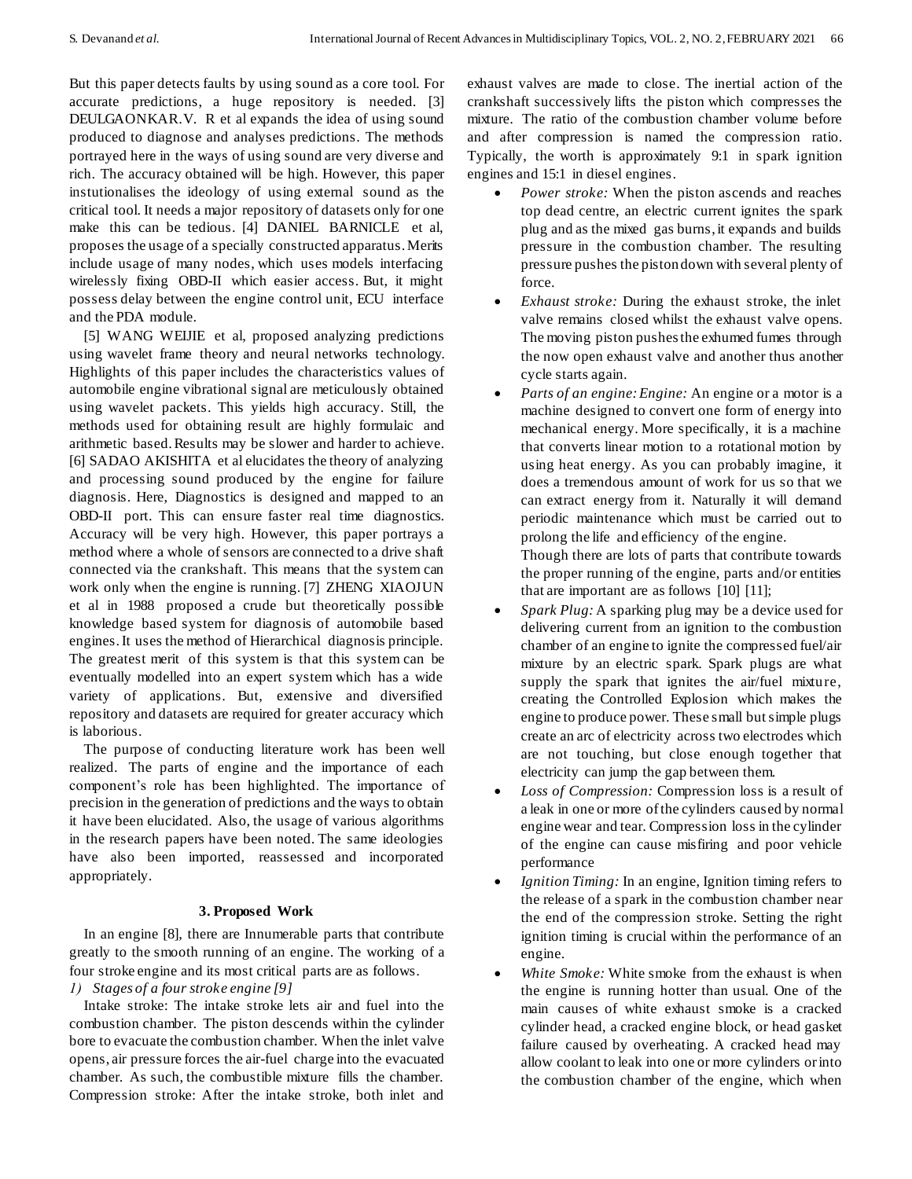But this paper detects faults by using sound as a core tool. For accurate predictions, a huge repository is needed. [3] DEULGAONKAR.V. R et al expands the idea of using sound produced to diagnose and analyses predictions. The methods portrayed here in the ways of using sound are very diverse and rich. The accuracy obtained will be high. However, this paper instutionalises the ideology of using external sound as the critical tool. It needs a major repository of datasets only for one make this can be tedious. [4] DANIEL BARNICLE et al, proposes the usage of a specially constructed apparatus. Merits include usage of many nodes, which uses models interfacing wirelessly fixing OBD-II which easier access. But, it might possess delay between the engine control unit, ECU interface and the PDA module.

[5] WANG WEIJIE et al, proposed analyzing predictions using wavelet frame theory and neural networks technology. Highlights of this paper includes the characteristics values of automobile engine vibrational signal are meticulously obtained using wavelet packets. This yields high accuracy. Still, the methods used for obtaining result are highly formulaic and arithmetic based. Results may be slower and harder to achieve. [6] SADAO AKISHITA et al elucidates the theory of analyzing and processing sound produced by the engine for failure diagnosis. Here, Diagnostics is designed and mapped to an OBD-II port. This can ensure faster real time diagnostics. Accuracy will be very high. However, this paper portrays a method where a whole of sensors are connected to a drive shaft connected via the crankshaft. This means that the system can work only when the engine is running. [7] ZHENG XIAOJUN et al in 1988 proposed a crude but theoretically possible knowledge based system for diagnosis of automobile based engines. It uses the method of Hierarchical diagnosis principle. The greatest merit of this system is that this system can be eventually modelled into an expert system which has a wide variety of applications. But, extensive and diversified repository and datasets are required for greater accuracy which is laborious.

The purpose of conducting literature work has been well realized. The parts of engine and the importance of each component's role has been highlighted. The importance of precision in the generation of predictions and the ways to obtain it have been elucidated. Also, the usage of various algorithms in the research papers have been noted. The same ideologies have also been imported, reassessed and incorporated appropriately.

## 3. Proposed Work

In an engine [8], there are Innumerable parts that contribute greatly to the smooth running of an engine. The working of a four stroke engine and its most critical parts are as follows.

*1) Stages of a four stroke engine [9]*

Intake stroke: The intake stroke lets air and fuel into the combustion chamber. The piston descends within the cylinder bore to evacuate the combustion chamber. When the inlet valve opens, air pressure forces the air-fuel charge into the evacuated chamber. As such, the combustible mixture fills the chamber. Compression stroke: After the intake stroke, both inlet and exhaust valves are made to close. The inertial action of the crankshaft successively lifts the piston which compresses the mixture. The ratio of the combustion chamber volume before and after compression is named the compression ratio. Typically, the worth is approximately 9:1 in spark ignition engines and 15:1 in diesel engines.

- *Power stroke:* When the piston ascends and reaches top dead centre, an electric current ignites the spark plug and as the mixed gas burns, it expands and builds pressure in the combustion chamber. The resulting pressure pushes the piston down with several plenty of force.
- *Exhaust stroke:* During the exhaust stroke, the inlet valve remains closed whilst the exhaust valve opens. The moving piston pushes the exhumed fumes through the now open exhaust valve and another thus another cycle starts again.
- *Parts of an engine: Engine:* An engine or a motor is a machine designed to convert one form of energy into mechanical energy. More specifically, it is a machine that converts linear motion to a rotational motion by using heat energy. As you can probably imagine, it does a tremendous amount of work for us so that we can extract energy from it. Naturally it will demand periodic maintenance which must be carried out to prolong the life and efficiency of the engine.
  Though there are lots of parts that contribute towards the proper running of the engine, parts and/or entities that are important are as follows [10] [11];
- *Spark Plug:* A sparking plug may be a device used for delivering current from an ignition to the combustion chamber of an engine to ignite the compressed fuel/air mixture by an electric spark. Spark plugs are what supply the spark that ignites the air/fuel mixture, creating the Controlled Explosion which makes the engine to produce power. These small but simple plugs create an arc of electricity across two electrodes which are not touching, but close enough together that electricity can jump the gap between them.
- *Loss of Compression:* Compression loss is a result of a leak in one or more of the cylinders caused by normal engine wear and tear. Compression loss in the cylinder of the engine can cause misfiring and poor vehicle performance
- *Ignition Timing:* In an engine, Ignition timing refers to the release of a spark in the combustion chamber near the end of the compression stroke. Setting the right ignition timing is crucial within the performance of an engine.
- *White Smoke:* White smoke from the exhaust is when the engine is running hotter than usual. One of the main causes of white exhaust smoke is a cracked cylinder head, a cracked engine block, or head gasket failure caused by overheating. A cracked head may allow coolant to leak into one or more cylinders or into the combustion chamber of the engine, which when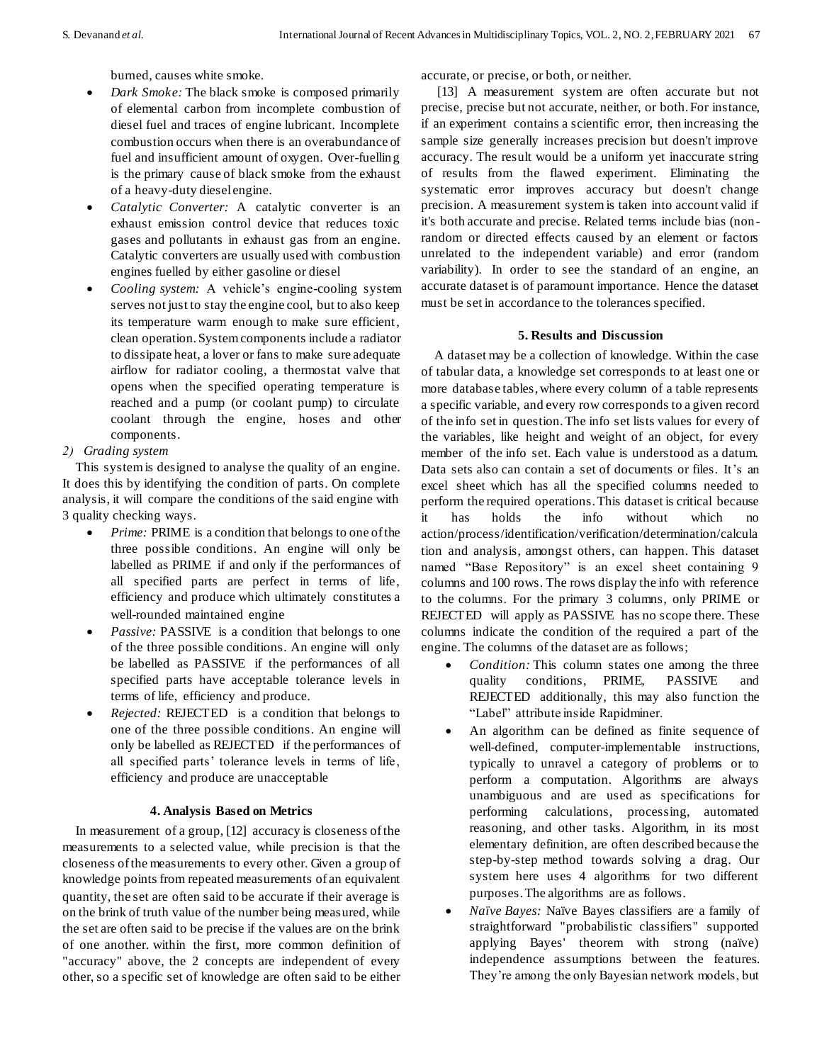burned, causes white smoke.

- *Dark Smoke:* The black smoke is composed primarily of elemental carbon from incomplete combustion of diesel fuel and traces of engine lubricant. Incomplete combustion occurs when there is an overabundance of fuel and insufficient amount of oxygen. Over-fuelling is the primary cause of black smoke from the exhaust of a heavy-duty diesel engine.
- *Catalytic Converter:* A catalytic converter is an exhaust emission control device that reduces toxic gases and pollutants in exhaust gas from an engine. Catalytic converters are usually used with combustion engines fuelled by either gasoline or diesel
- *Cooling system:* A vehicle's engine-cooling system serves not just to stay the engine cool, but to also keep its temperature warm enough to make sure efficient, clean operation. System components include a radiator to dissipate heat, a lover or fans to make sure adequate airflow for radiator cooling, a thermostat valve that opens when the specified operating temperature is reached and a pump (or coolant pump) to circulate coolant through the engine, hoses and other components.

*2) Grading system*

This system is designed to analyse the quality of an engine. It does this by identifying the condition of parts. On complete analysis, it will compare the conditions of the said engine with 3 quality checking ways.

- *Prime:* PRIME is a condition that belongs to one of the three possible conditions. An engine will only be labelled as PRIME if and only if the performances of all specified parts are perfect in terms of life, efficiency and produce which ultimately constitutes a well-rounded maintained engine
- *Passive:* PASSIVE is a condition that belongs to one of the three possible conditions. An engine will only be labelled as PASSIVE if the performances of all specified parts have acceptable tolerance levels in terms of life, efficiency and produce.
- *Rejected:* REJECTED is a condition that belongs to one of the three possible conditions. An engine will only be labelled as REJECTED if the performances of all specified parts' tolerance levels in terms of life, efficiency and produce are unacceptable

## 4. Analysis Based on Metrics

In measurement of a group, [12] accuracy is closeness of the measurements to a selected value, while precision is that the closeness of the measurements to every other. Given a group of knowledge points from repeated measurements of an equivalent quantity, the set are often said to be accurate if their average is on the brink of truth value of the number being measured, while the set are often said to be precise if the values are on the brink of one another. within the first, more common definition of "accuracy" above, the 2 concepts are independent of every other, so a specific set of knowledge are often said to be either accurate, or precise, or both, or neither.

[13] A measurement system are often accurate but not precise, precise but not accurate, neither, or both. For instance, if an experiment contains a scientific error, then increasing the sample size generally increases precision but doesn't improve accuracy. The result would be a uniform yet inaccurate string of results from the flawed experiment. Eliminating the systematic error improves accuracy but doesn't change precision. A measurement system is taken into account valid if it's both accurate and precise. Related terms include bias (non-random or directed effects caused by an element or factors unrelated to the independent variable) and error (random variability). In order to see the standard of an engine, an accurate dataset is of paramount importance. Hence the dataset must be set in accordance to the tolerances specified.

## 5. Results and Discussion

A dataset may be a collection of knowledge. Within the case of tabular data, a knowledge set corresponds to at least one or more database tables, where every column of a table represents a specific variable, and every row corresponds to a given record of the info set in question. The info set lists values for every of the variables, like height and weight of an object, for every member of the info set. Each value is understood as a datum. Data sets also can contain a set of documents or files. It's an excel sheet which has all the specified columns needed to perform the required operations. This dataset is critical because it has holds the info without which no action/process/identification/verification/determination/calculation and analysis, amongst others, can happen. This dataset named "Base Repository" is an excel sheet containing 9 columns and 100 rows. The rows display the info with reference to the columns. For the primary 3 columns, only PRIME or REJECTED will apply as PASSIVE has no scope there. These columns indicate the condition of the required a part of the engine. The columns of the dataset are as follows;

- *Condition:* This column states one among the three quality conditions, PRIME, PASSIVE and REJECTED additionally, this may also function the "Label" attribute inside Rapidminer.
- An algorithm can be defined as finite sequence of well-defined, computer-implementable instructions, typically to unravel a category of problems or to perform a computation. Algorithms are always unambiguous and are used as specifications for performing calculations, processing, automated reasoning, and other tasks. Algorithm, in its most elementary definition, are often described because the step-by-step method towards solving a drag. Our system here uses 4 algorithms for two different purposes. The algorithms are as follows.
- *Naïve Bayes:* Naïve Bayes classifiers are a family of straightforward "probabilistic classifiers" supported applying Bayes' theorem with strong (naïve) independence assumptions between the features. They're among the only Bayesian network models, but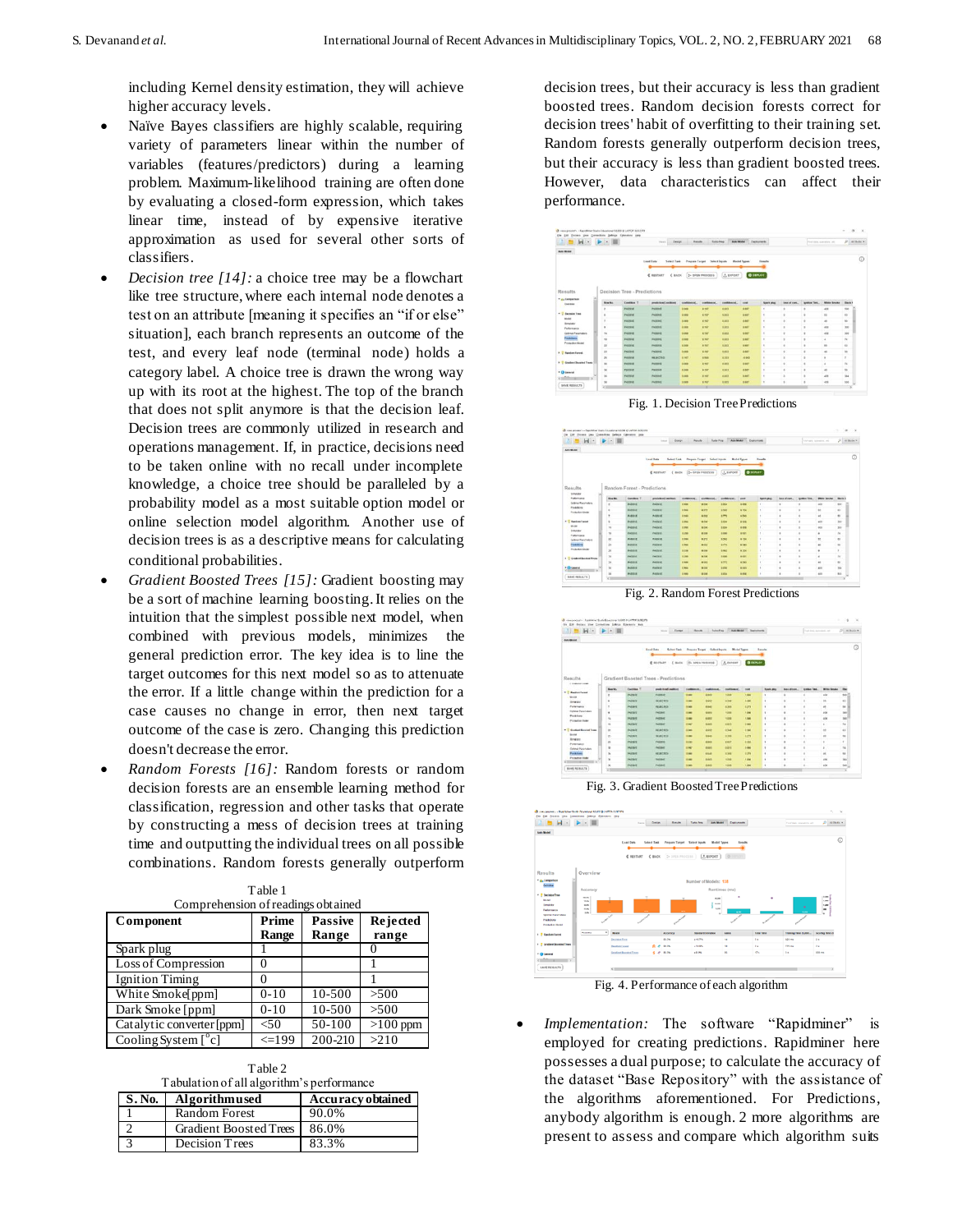including Kernel density estimation, they will achieve higher accuracy levels.

- Naïve Bayes classifiers are highly scalable, requiring variety of parameters linear within the number of variables (features/predictors) during a learning problem. Maximum-likelihood training are often done by evaluating a closed-form expression, which takes linear time, instead of by expensive iterative approximation as used for several other sorts of classifiers.
- *Decision tree [14]:* a choice tree may be a flowchart like tree structure, where each internal node denotes a test on an attribute [meaning it specifies an "if or else" situation], each branch represents an outcome of the test, and every leaf node (terminal node) holds a category label. A choice tree is drawn the wrong way up with its root at the highest. The top of the branch that does not split anymore is that the decision leaf. Decision trees are commonly utilized in research and operations management. If, in practice, decisions need to be taken online with no recall under incomplete knowledge, a choice tree should be paralleled by a probability model as a most suitable option model or online selection model algorithm. Another use of decision trees is as a descriptive means for calculating conditional probabilities.
- *Gradient Boosted Trees [15]:* Gradient boosting may be a sort of machine learning boosting. It relies on the intuition that the simplest possible next model, when combined with previous models, minimizes the general prediction error. The key idea is to line the target outcomes for this next model so as to attenuate the error. If a little change within the prediction for a case causes no change in error, then next target outcome of the case is zero. Changing this prediction doesn't decrease the error.
- *Random Forests [16]:* Random forests or random decision forests are an ensemble learning method for classification, regression and other tasks that operate by constructing a mess of decision trees at training time and outputting the individual trees on all possible combinations. Random forests generally outperform decision trees, but their accuracy is less than gradient boosted trees. Random decision forests correct for decision trees' habit of overfitting to their training set. Random forests generally outperform decision trees, but their accuracy is less than gradient boosted trees. However, data characteristics can affect their performance.

Table 1
Comprehension of readings obtained

| Component | Prime Range | Passive Range | Rejected range |
|---|---|---|---|
| Spark plug | 1 | | 0 |
| Loss of Compression | 0 | | 1 |
| Ignition Timing | 0 | | 1 |
| White Smoke[ppm] | 0-10 | 10-500 | >500 |
| Dark Smoke [ppm] | 0-10 | 10-500 | >500 |
| Catalytic converter [ppm] | <50 | 50-100 | >100 ppm |
| Cooling System [$^{o}$c] | <=199 | 200-210 | >210 |

Table 2
Tabulation of all algorithm's performance

| S. No. | Algorithm used | Accuracy obtained |
|---|---|---|
| 1 | Random Forest | 90.0% |
| 2 | Gradient Boosted Trees | 86.0% |
| 3 | Decision Trees | 83.3% |

Fig. 1. Decision Tree Predictions

Fig. 2. Random Forest Predictions

Fig. 3. Gradient Boosted Tree Predictions

Fig. 4. Performance of each algorithm

- *Implementation:* The software "Rapidminer" is employed for creating predictions. Rapidminer here possesses a dual purpose; to calculate the accuracy of the dataset "Base Repository" with the assistance of the algorithms aforementioned. For Predictions, anybody algorithm is enough. 2 more algorithms are present to assess and compare which algorithm suits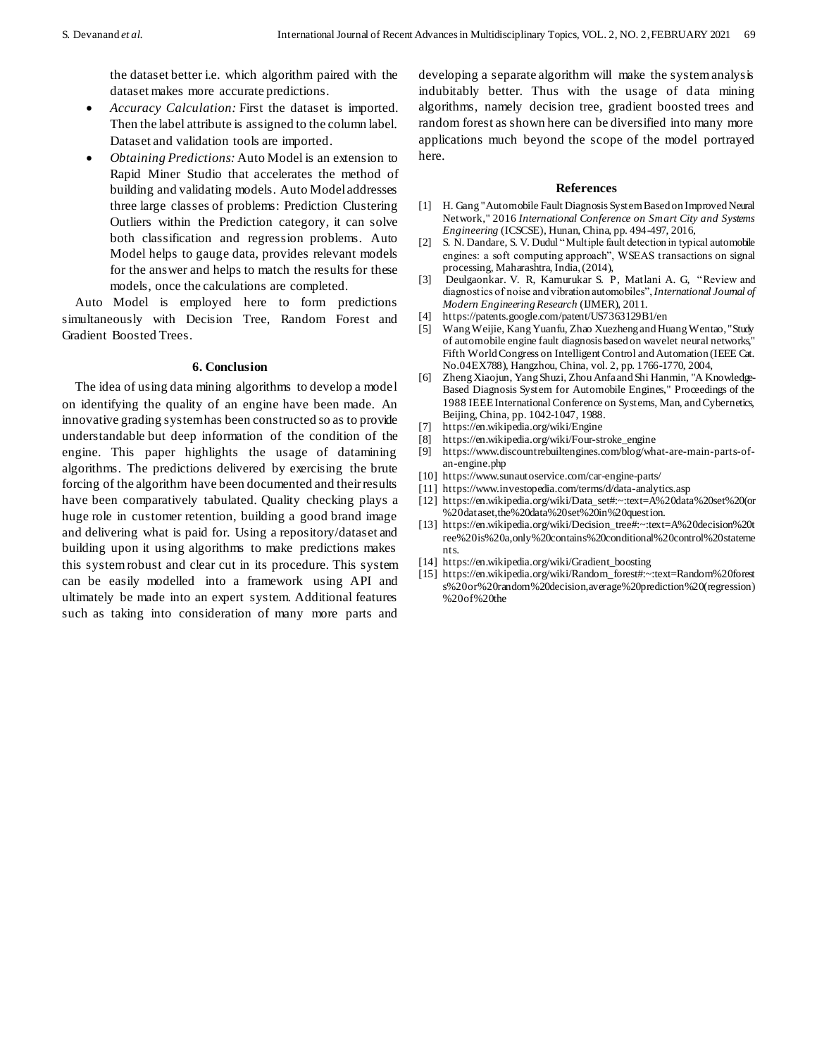the dataset better i.e. which algorithm paired with the dataset makes more accurate predictions.

- *Accuracy Calculation:* First the dataset is imported. Then the label attribute is assigned to the column label. Dataset and validation tools are imported.
- *Obtaining Predictions:* Auto Model is an extension to Rapid Miner Studio that accelerates the method of building and validating models. Auto Model addresses three large classes of problems: Prediction Clustering Outliers within the Prediction category, it can solve both classification and regression problems. Auto Model helps to gauge data, provides relevant models for the answer and helps to match the results for these models, once the calculations are completed.

Auto Model is employed here to form predictions simultaneously with Decision Tree, Random Forest and Gradient Boosted Trees.

## 6. Conclusion

The idea of using data mining algorithms to develop a model on identifying the quality of an engine have been made. An innovative grading system has been constructed so as to provide understandable but deep information of the condition of the engine. This paper highlights the usage of datamining algorithms. The predictions delivered by exercising the brute forcing of the algorithm have been documented and their results have been comparatively tabulated. Quality checking plays a huge role in customer retention, building a good brand image and delivering what is paid for. Using a repository/dataset and building upon it using algorithms to make predictions makes this system robust and clear cut in its procedure. This system can be easily modelled into a framework using API and ultimately be made into an expert system. Additional features such as taking into consideration of many more parts and developing a separate algorithm will make the system analysis indubitably better. Thus with the usage of data mining algorithms, namely decision tree, gradient boosted trees and random forest as shown here can be diversified into many more applications much beyond the scope of the model portrayed here.

## References

[1] H. Gang "Automobile Fault Diagnosis System Based on Improved Neural Network," 2016 *International Conference on Smart City and Systems Engineering* (ICSCSE), Hunan, China, pp. 494-497, 2016,

[2] S. N. Dandare, S. V. Dudul "Multiple fault detection in typical automobile engines: a soft computing approach", WSEAS transactions on signal processing, Maharashtra, India, (2014),

[3] Deulgaonkar. V. R, Kamurukar S. P, Matlani A. G, "Review and diagnostics of noise and vibration automobiles", *International Journal of Modern Engineering Research* (IJMER), 2011.

[4] https://patents.google.com/patent/US7363129B1/en

[5] Wang Weijie, Kang Yuanfu, Zhao Xuezheng and Huang Wentao, "Study of automobile engine fault diagnosis based on wavelet neural networks," Fifth World Congress on Intelligent Control and Automation (IEEE Cat. No.04EX788), Hangzhou, China, vol. 2, pp. 1766-1770, 2004,

[6] Zheng Xiaojun, Yang Shuzi, Zhou Anfa and Shi Hanmin, "A Knowledge-Based Diagnosis System for Automobile Engines," Proceedings of the 1988 IEEE International Conference on Systems, Man, and Cybernetics, Beijing, China, pp. 1042-1047, 1988.

[7] https://en.wikipedia.org/wiki/Engine

[8] https://en.wikipedia.org/wiki/Four-stroke_engine

[9] https://www.discountrebuiltengines.com/blog/what-are-main-parts-of-an-engine.php

[10] https://www.sunautoservice.com/car-engine-parts/

[11] https://www.investopedia.com/terms/d/data-analytics.asp

[12] https://en.wikipedia.org/wiki/Data_set#:~:text=A%20data%20set%20(or%20dataset,the%20data%20set%20in%20question.

[13] https://en.wikipedia.org/wiki/Decision_tree#:~:text=A%20decision%20tree%20is%20a,only%20contains%20conditional%20control%20statements.

[14] https://en.wikipedia.org/wiki/Gradient_boosting

[15] https://en.wikipedia.org/wiki/Random_forest#:~:text=Random%20forests%20or%20random%20decision,average%20prediction%20(regression)%20of%20the